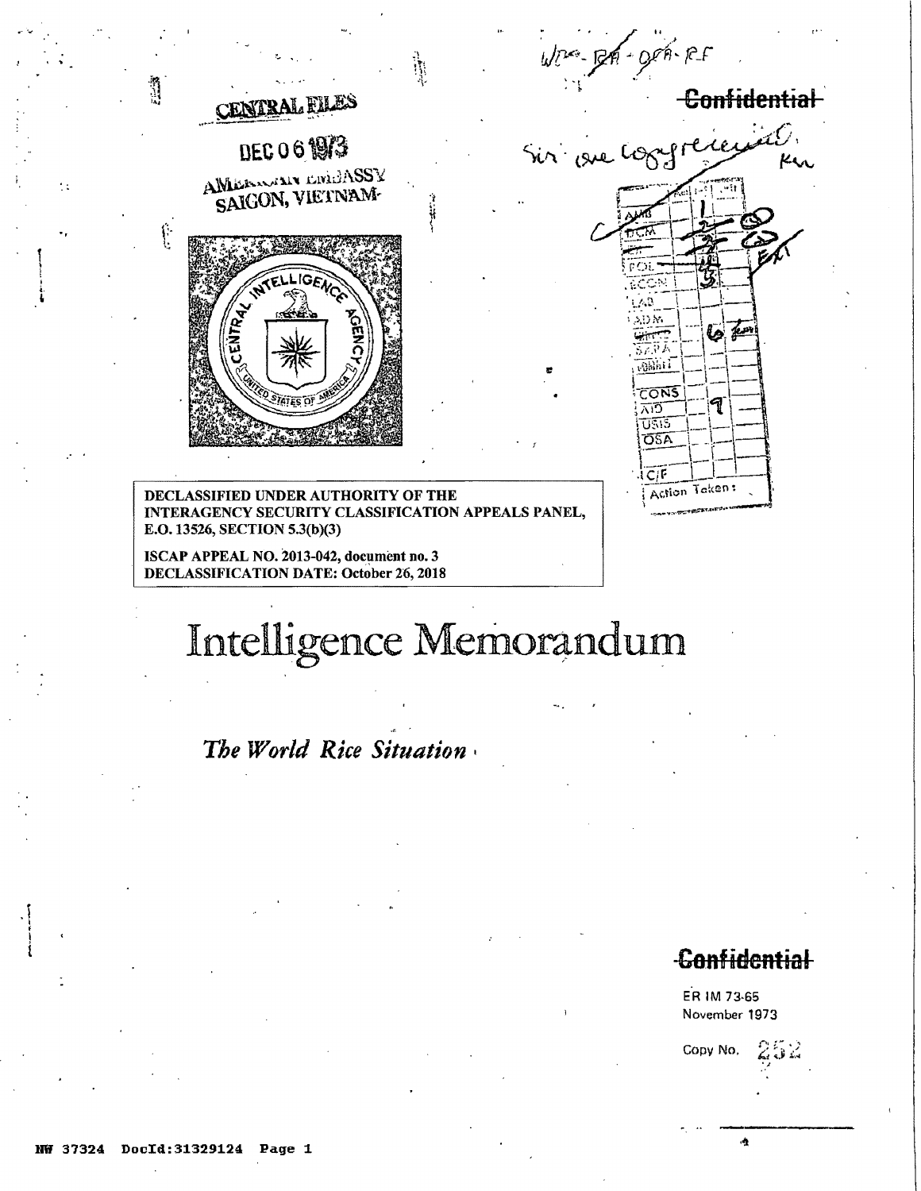CENTRAL FILES

DEC 06 1973

AMERICAN EMBASSY
SAIGON, VIETNAM

~~Confidential~~

DECLASSIFIED UNDER AUTHORITY OF THE INTERAGENCY SECURITY CLASSIFICATION APPEALS PANEL, E.O. 13526, SECTION 5.3(b)(3)

ISCAP APPEAL NO. 2013-042, document no. 3
DECLASSIFICATION DATE: October 26, 2018

| | | |
|---|---|---|
| AMB | | 1 |
| DCM | | 2 |
| | | 2 |
| POL | | |
| ECON | | 5 |
| LAB | | |
| ADM | | |
| | | 6 |
| SA/PA | | |
| | | |
| CONS | | |
| AID | | 7 |
| USIS | | |
| OSA | | |
| | | |
| C/F | | |
| Action Taken: | | |

# Intelligence Memorandum

## *The World Rice Situation*

~~Confidential~~

ER IM 73-65
November 1973

Copy No. 252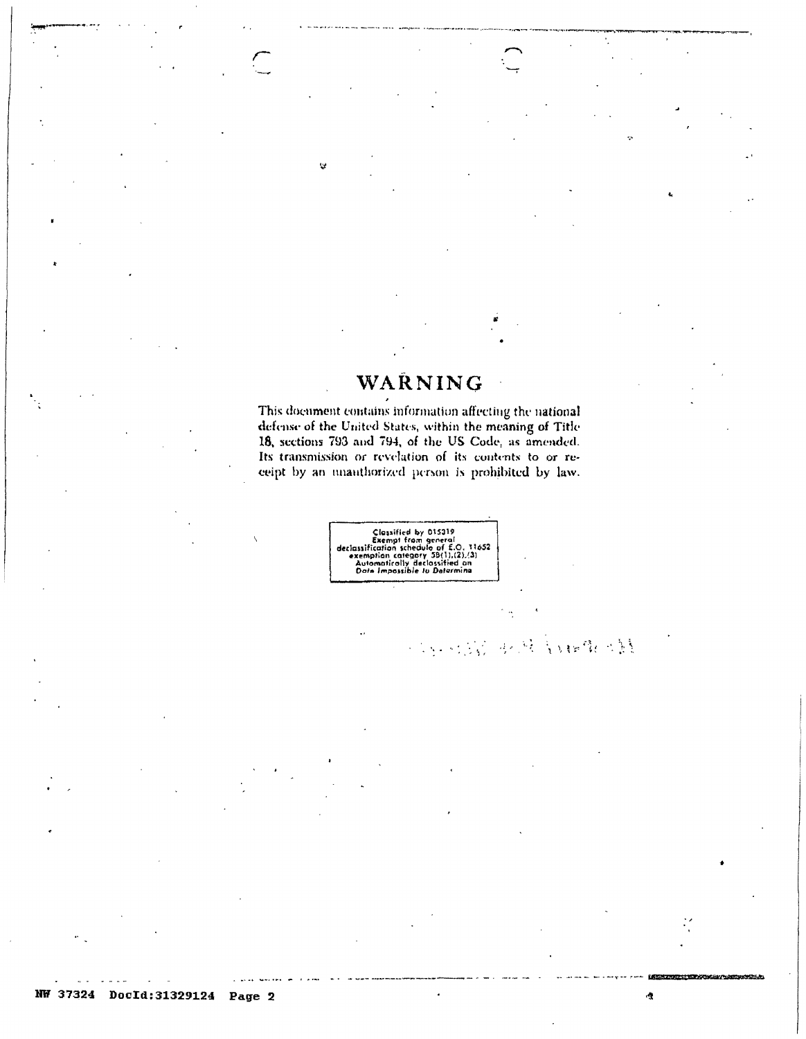# WARNING

This document contains information affecting the national defense of the United States, within the meaning of Title 18, sections 793 and 794, of the US Code, as amended. Its transmission or revelation of its contents to or receipt by an unauthorized person is prohibited by law.

Classified by 015319
Exempt from general
declassification schedule of E.O. 11652
exemption category 5B(1),(2),(3)
Automatically declassified on
Date Impossible to Determine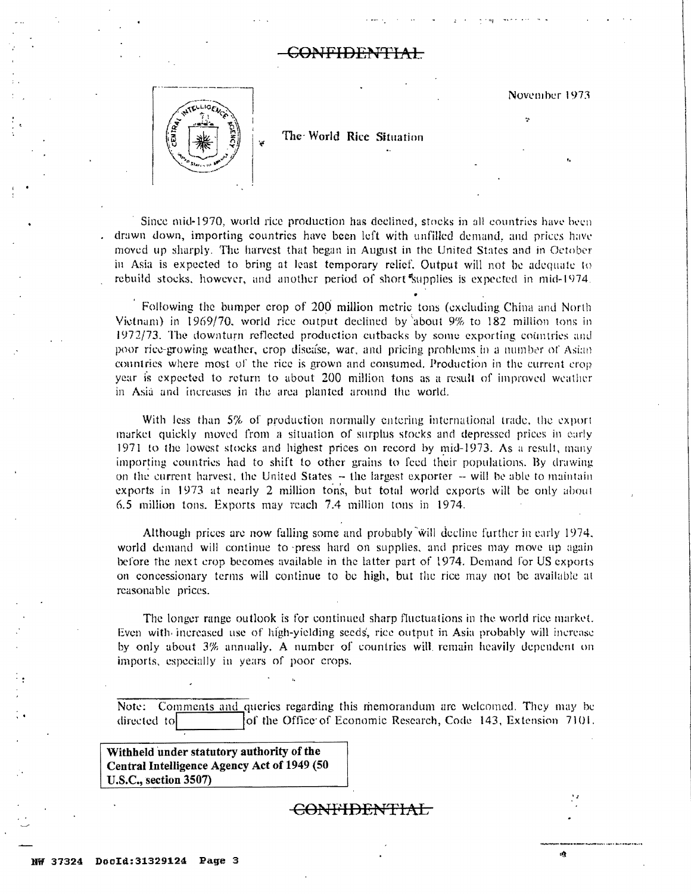CONFIDENTIAL

November 1973

# The World Rice Situation

Since mid-1970, world rice production has declined, stocks in all countries have been drawn down, importing countries have been left with unfilled demand, and prices have moved up sharply. The harvest that began in August in the United States and in October in Asia is expected to bring at least temporary relief. Output will not be adequate to rebuild stocks, however, and another period of short supplies is expected in mid-1974.

Following the bumper crop of 200 million metric tons (excluding China and North Vietnam) in 1969/70, world rice output declined by about 9% to 182 million tons in 1972/73. The downturn reflected production cutbacks by some exporting countries and poor rice-growing weather, crop disease, war, and pricing problems in a number of Asian countries where most of the rice is grown and consumed. Production in the current crop year is expected to return to about 200 million tons as a result of improved weather in Asia and increases in the area planted around the world.

With less than 5% of production normally entering international trade, the export market quickly moved from a situation of surplus stocks and depressed prices in early 1971 to the lowest stocks and highest prices on record by mid-1973. As a result, many importing countries had to shift to other grains to feed their populations. By drawing on the current harvest, the United States -- the largest exporter -- will be able to maintain exports in 1973 at nearly 2 million tons, but total world exports will be only about 6.5 million tons. Exports may reach 7.4 million tons in 1974.

Although prices are now falling some and probably will decline further in early 1974, world demand will continue to press hard on supplies, and prices may move up again before the next crop becomes available in the latter part of 1974. Demand for US exports on concessionary terms will continue to be high, but the rice may not be available at reasonable prices.

The longer range outlook is for continued sharp fluctuations in the world rice market. Even with increased use of high-yielding seeds, rice output in Asia probably will increase by only about 3% annually. A number of countries will remain heavily dependent on imports, especially in years of poor crops.

Note: Comments and queries regarding this memorandum are welcomed. They may be directed to [ ] of the Office of Economic Research, Code 143, Extension 7101.

**Withheld under statutory authority of the Central Intelligence Agency Act of 1949 (50 U.S.C., section 3507)**

CONFIDENTIAL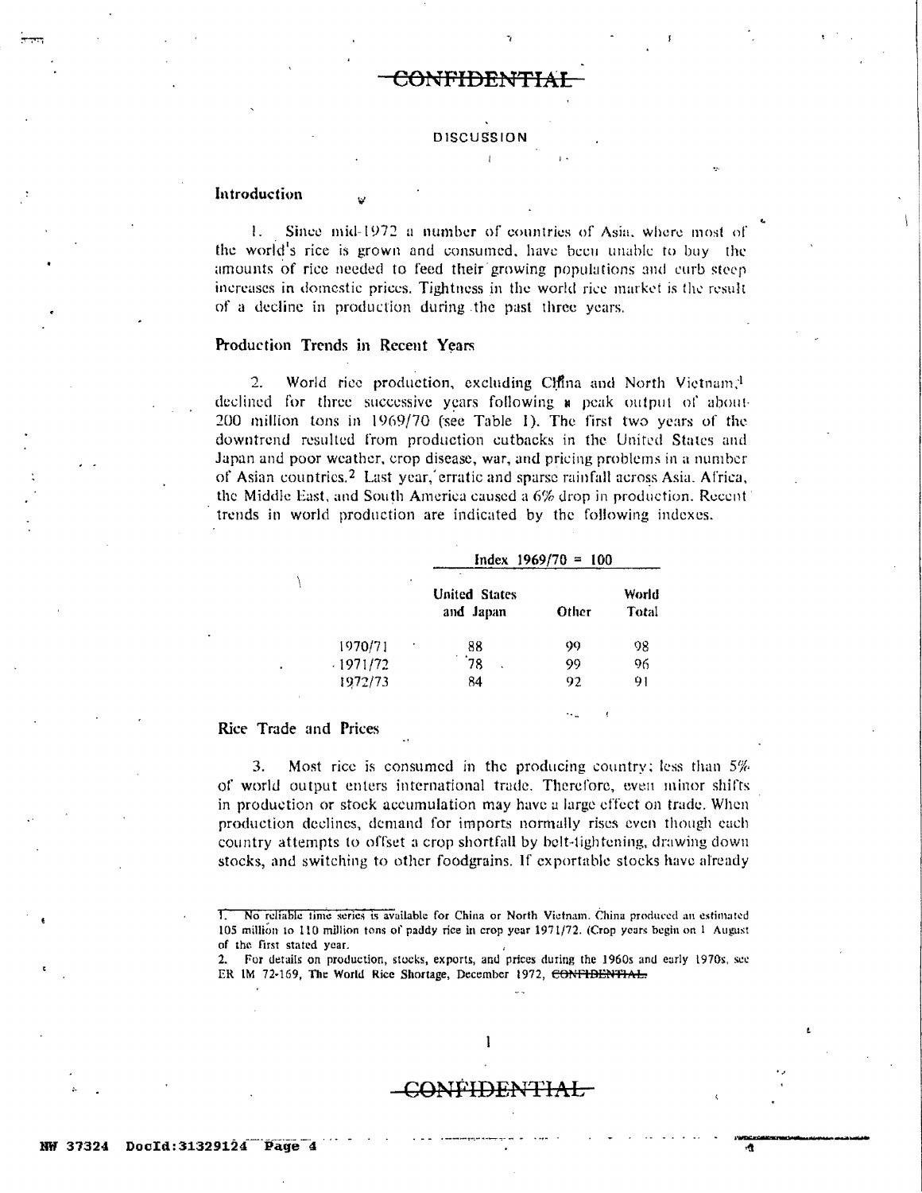CONFIDENTIAL

## DISCUSSION

### Introduction

1. Since mid-1972 a number of countries of Asia, where most of the world's rice is grown and consumed, have been unable to buy the amounts of rice needed to feed their growing populations and curb steep increases in domestic prices. Tightness in the world rice market is the result of a decline in production during the past three years.

### Production Trends in Recent Years

2. World rice production, excluding China and North Vietnam,[1] declined for three successive years following a peak output of about 200 million tons in 1969/70 (see Table 1). The first two years of the downtrend resulted from production cutbacks in the United States and Japan and poor weather, crop disease, war, and pricing problems in a number of Asian countries.[2] Last year, erratic and sparse rainfall across Asia, Africa, the Middle East, and South America caused a 6% drop in production. Recent trends in world production are indicated by the following indexes.

| | Index 1969/70 = 100 | | |
|---|---|---|---|
| | United States and Japan | Other | World Total |
| 1970/71 | 88 | 99 | 98 |
| 1971/72 | 78 | 99 | 96 |
| 1972/73 | 84 | 92 | 91 |

### Rice Trade and Prices

3. Most rice is consumed in the producing country; less than 5% of world output enters international trade. Therefore, even minor shifts in production or stock accumulation may have a large effect on trade. When production declines, demand for imports normally rises even though each country attempts to offset a crop shortfall by belt-tightening, drawing down stocks, and switching to other foodgrains. If exportable stocks have already

1. No reliable time series is available for China or North Vietnam. China produced an estimated 105 million to 110 million tons of paddy rice in crop year 1971/72. (Crop years begin on 1 August of the first stated year.

2. For details on production, stocks, exports, and prices during the 1960s and early 1970s, see ER IM 72-169, The World Rice Shortage, December 1972, ~~CONFIDENTIAL~~.

CONFIDENTIAL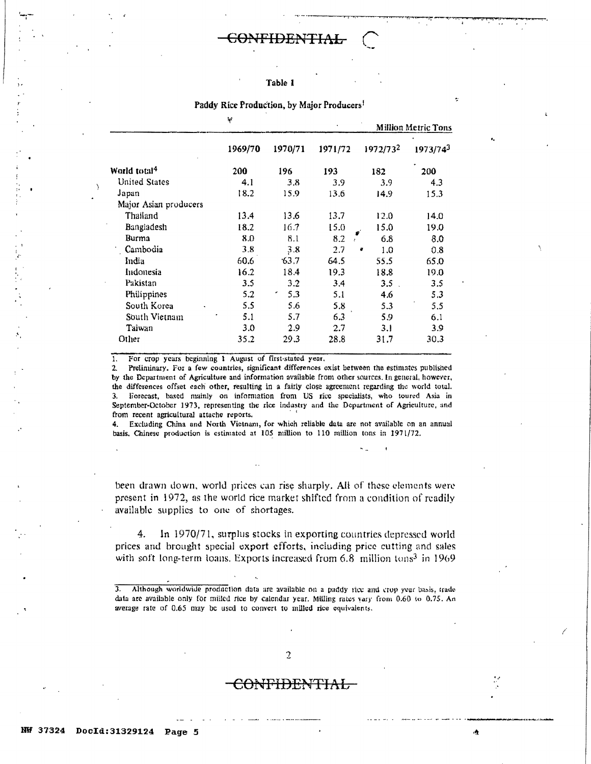**Table 1**

**Paddy Rice Production, by Major Producers[1]**

Million Metric Tons

| | 1969/70 | 1970/71 | 1971/72 | 1972/73[2] | 1973/74[3] |
|---|---|---|---|---|---|
| World total[4] | 200 | 196 | 193 | 182 | 200 |
| United States | 4.1 | 3.8 | 3.9 | 3.9 | 4.3 |
| Japan | 18.2 | 15.9 | 13.6 | 14.9 | 15.3 |
| Major Asian producers | | | | | |
| Thailand | 13.4 | 13.6 | 13.7 | 12.0 | 14.0 |
| Bangladesh | 18.2 | 16.7 | 15.0 | 15.0 | 19.0 |
| Burma | 8.0 | 8.1 | 8.2 | 6.8 | 8.0 |
| Cambodia | 3.8 | 3.8 | 2.7 | 1.0 | 0.8 |
| India | 60.6 | 63.7 | 64.5 | 55.5 | 65.0 |
| Indonesia | 16.2 | 18.4 | 19.3 | 18.8 | 19.0 |
| Pakistan | 3.5 | 3.2 | 3.4 | 3.5 | 3.5 |
| Philippines | 5.2 | 5.3 | 5.1 | 4.6 | 5.3 |
| South Korea | 5.5 | 5.6 | 5.8 | 5.3 | 5.5 |
| South Vietnam | 5.1 | 5.7 | 6.3 | 5.9 | 6.1 |
| Taiwan | 3.0 | 2.9 | 2.7 | 3.1 | 3.9 |
| Other | 35.2 | 29.3 | 28.8 | 31.7 | 30.3 |

1. For crop years beginning 1 August of first-stated year.
2. Preliminary. For a few countries, significant differences exist between the estimates published by the Department of Agriculture and information available from other sources. In general, however, the differences offset each other, resulting in a fairly close agreement regarding the world total.
3. Forecast, based mainly on information from US rice specialists, who toured Asia in September-October 1973, representing the rice industry and the Department of Agriculture, and from recent agricultural attache reports.
4. Excluding China and North Vietnam, for which reliable data are not available on an annual basis. Chinese production is estimated at 105 million to 110 million tons in 1971/72.

been drawn down, world prices can rise sharply. All of these elements were present in 1972, as the world rice market shifted from a condition of readily available supplies to one of shortages.

4. In 1970/71, surplus stocks in exporting countries depressed world prices and brought special export efforts, including price cutting and sales with soft long-term loans. Exports increased from 6.8 million tons[3] in 1969

3. Although worldwide production data are available on a paddy rice and crop year basis, trade data are available only for milled rice by calendar year. Milling rates vary from 0.60 to 0.75. An average rate of 0.65 may be used to convert to milled rice equivalents.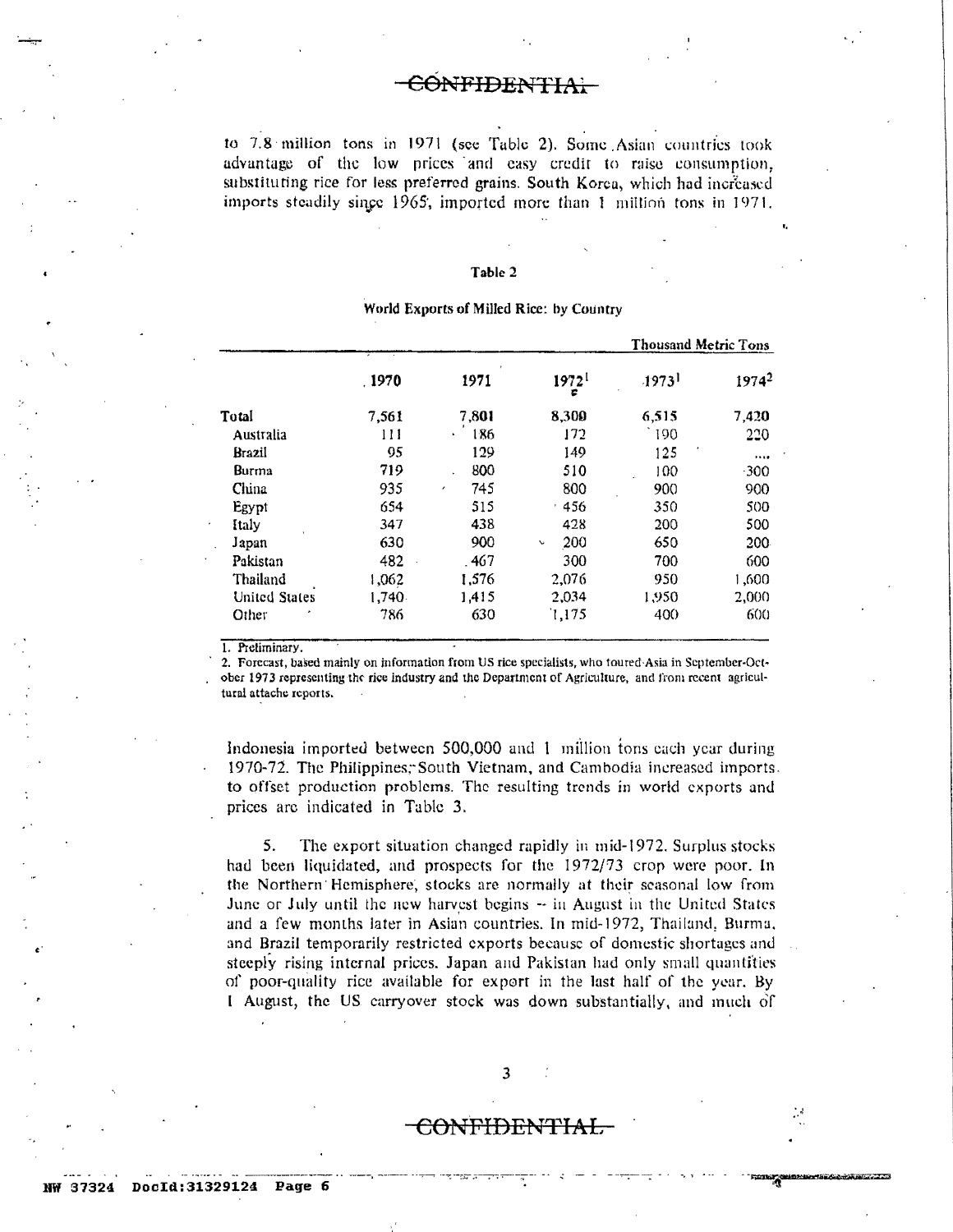to 7.8 million tons in 1971 (see Table 2). Some Asian countries took advantage of the low prices and easy credit to raise consumption, substituting rice for less preferred grains. South Korea, which had increased imports steadily since 1965, imported more than 1 million tons in 1971.

Table 2

World Exports of Milled Rice: by Country

| | | | | | Thousand Metric Tons |
|---|---|---|---|---|---|
| | 1970 | 1971 | 1972[1] | 1973[1] | 1974[2] |
| Total | 7,561 | 7,801 | 8,300 | 6,515 | 7,420 |
| Australia | 111 | 186 | 172 | 190 | 220 |
| Brazil | 95 | 129 | 149 | 125 | .... |
| Burma | 719 | 800 | 510 | 100 | 300 |
| China | 935 | 745 | 800 | 900 | 900 |
| Egypt | 654 | 515 | 456 | 350 | 500 |
| Italy | 347 | 438 | 428 | 200 | 500 |
| Japan | 630 | 900 | 200 | 650 | 200 |
| Pakistan | 482 | 467 | 300 | 700 | 600 |
| Thailand | 1,062 | 1,576 | 2,076 | 950 | 1,600 |
| United States | 1,740 | 1,415 | 2,034 | 1,950 | 2,000 |
| Other | 786 | 630 | 1,175 | 400 | 600 |

1. Preliminary.
2. Forecast, based mainly on information from US rice specialists, who toured Asia in September-October 1973 representing the rice industry and the Department of Agriculture, and from recent agricultural attache reports.

Indonesia imported between 500,000 and 1 million tons each year during 1970-72. The Philippines, South Vietnam, and Cambodia increased imports to offset production problems. The resulting trends in world exports and prices are indicated in Table 3.

5. The export situation changed rapidly in mid-1972. Surplus stocks had been liquidated, and prospects for the 1972/73 crop were poor. In the Northern Hemisphere, stocks are normally at their seasonal low from June or July until the new harvest begins -- in August in the United States and a few months later in Asian countries. In mid-1972, Thailand, Burma, and Brazil temporarily restricted exports because of domestic shortages and steeply rising internal prices. Japan and Pakistan had only small quantities of poor-quality rice available for export in the last half of the year. By 1 August, the US carryover stock was down substantially, and much of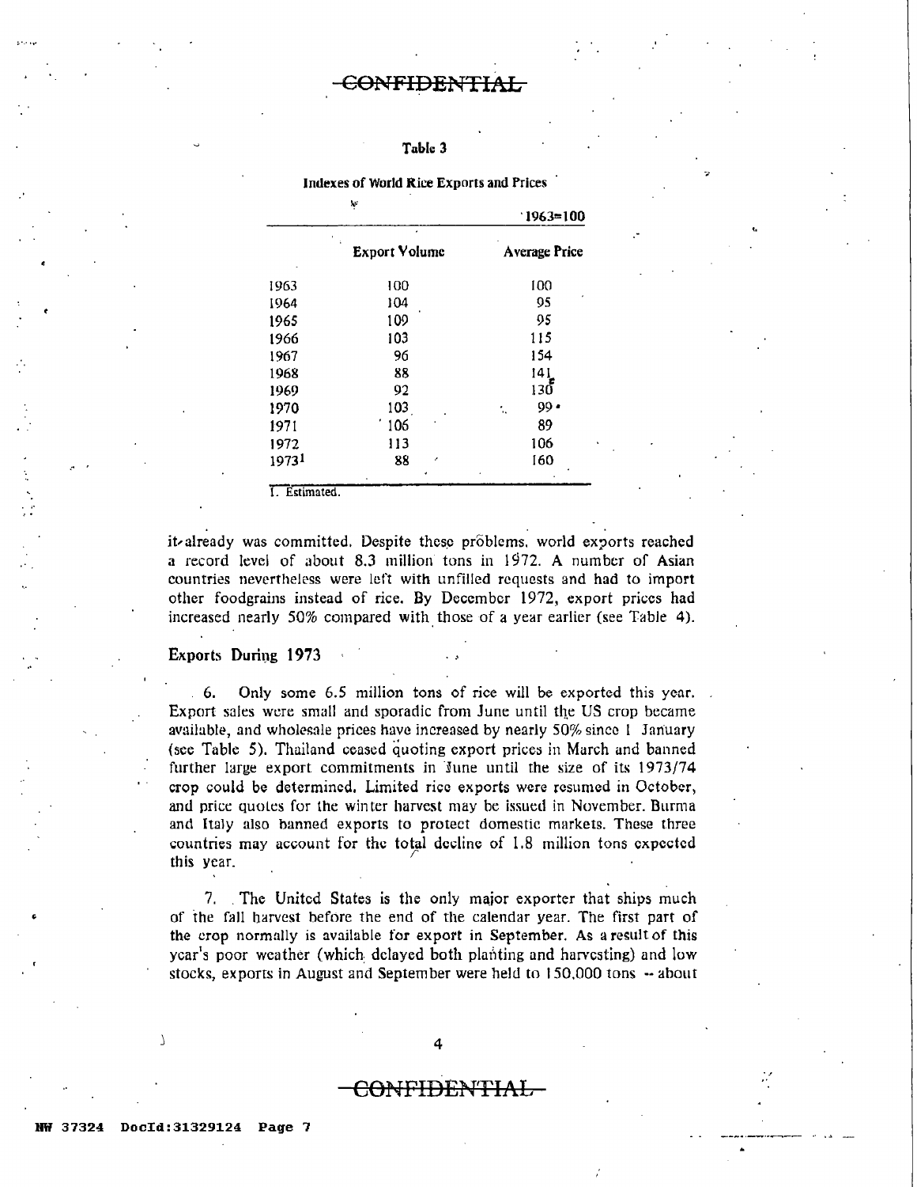**Table 3**

**Indexes of World Rice Exports and Prices**

1963=100

| | Export Volume | Average Price |
|---|---|---|
| 1963 | 100 | 100 |
| 1964 | 104 | 95 |
| 1965 | 109 | 95 |
| 1966 | 103 | 115 |
| 1967 | 96 | 154 |
| 1968 | 88 | 141 |
| 1969 | 92 | 130 |
| 1970 | 103 | 99 |
| 1971 | 106 | 89 |
| 1972 | 113 | 106 |
| 1973[1] | 88 | 160 |

1. Estimated.

it already was committed. Despite these problems, world exports reached a record level of about 8.3 million tons in 1972. A number of Asian countries nevertheless were left with unfilled requests and had to import other foodgrains instead of rice. By December 1972, export prices had increased nearly 50% compared with those of a year earlier (see Table 4).

## Exports During 1973

6. Only some 6.5 million tons of rice will be exported this year. Export sales were small and sporadic from June until the US crop became available, and wholesale prices have increased by nearly 50% since 1 January (see Table 5). Thailand ceased quoting export prices in March and banned further large export commitments in June until the size of its 1973/74 crop could be determined. Limited rice exports were resumed in October, and price quotes for the winter harvest may be issued in November. Burma and Italy also banned exports to protect domestic markets. These three countries may account for the total decline of 1.8 million tons expected this year.

7. The United States is the only major exporter that ships much of the fall harvest before the end of the calendar year. The first part of the crop normally is available for export in September. As a result of this year's poor weather (which delayed both planting and harvesting) and low stocks, exports in August and September were held to 150,000 tons -- about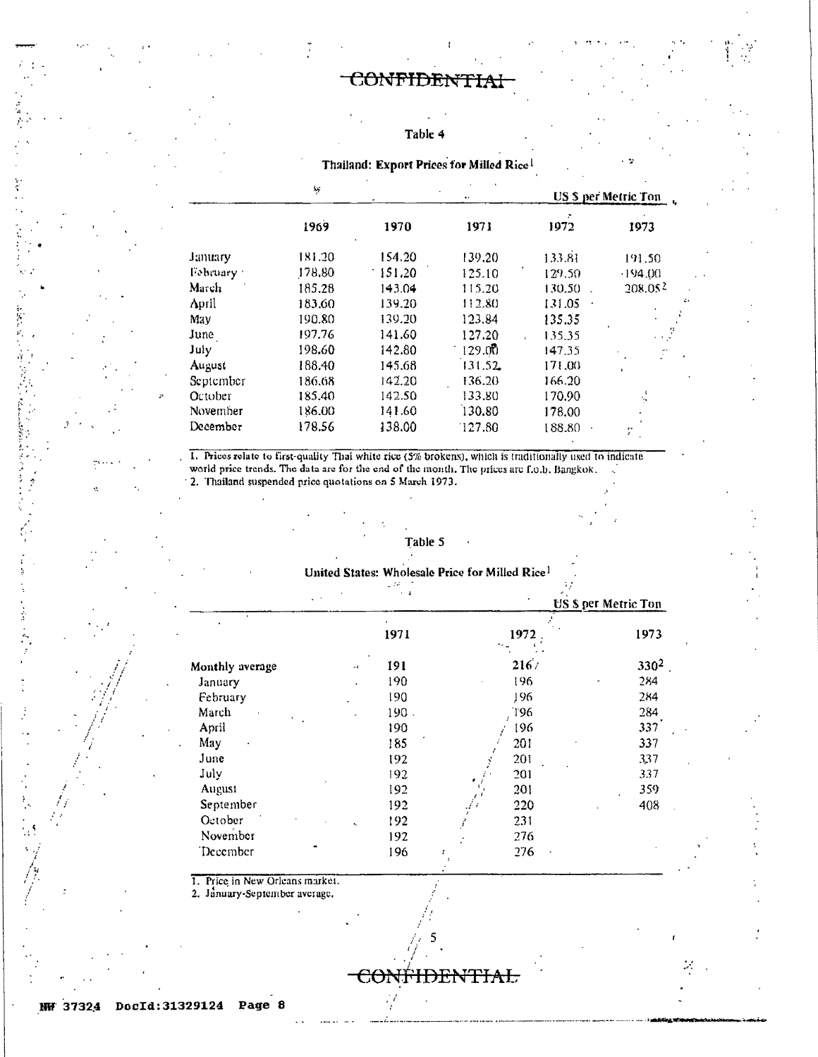CONFIDENTIAL

### Table 4

**Thailand: Export Prices for Milled Rice[1]**

US $ per Metric Ton

| | 1969 | 1970 | 1971 | 1972 | 1973 |
|---|---|---|---|---|---|
| January | 181.20 | 154.20 | 139.20 | 133.81 | 191.50 |
| February | 178.80 | 151.20 | 125.10 | 129.50 | 194.00 |
| March | 185.28 | 143.04 | 115.20 | 130.50 | 208.05[2] |
| April | 183.60 | 139.20 | 112.80 | 131.05 | |
| May | 190.80 | 139.20 | 123.84 | 135.35 | |
| June | 197.76 | 141.60 | 127.20 | 135.35 | |
| July | 198.60 | 142.80 | 129.00 | 147.35 | |
| August | 188.40 | 145.68 | 131.52 | 171.00 | |
| September | 186.68 | 142.20 | 136.20 | 166.20 | |
| October | 185.40 | 142.50 | 133.80 | 170.90 | |
| November | 186.00 | 141.60 | 130.80 | 178.00 | |
| December | 178.56 | 138.00 | 127.80 | 188.80 | |

1. Prices relate to first-quality Thai white rice (5% brokens), which is traditionally used to indicate world price trends. The data are for the end of the month. The prices are f.o.b. Bangkok.
2. Thailand suspended price quotations on 5 March 1973.

### Table 5

**United States: Wholesale Price for Milled Rice[1]**

US $ per Metric Ton

| | 1971 | 1972 | 1973 |
|---|---|---|---|
| Monthly average | 191 | 216 | 330[2] |
| January | 190 | 196 | 284 |
| February | 190 | 196 | 284 |
| March | 190 | 196 | 284 |
| April | 190 | 196 | 337 |
| May | 185 | 201 | 337 |
| June | 192 | 201 | 337 |
| July | 192 | 201 | 337 |
| August | 192 | 201 | 359 |
| September | 192 | 220 | 408 |
| October | 192 | 231 | |
| November | 192 | 276 | |
| December | 196 | 276 | |

1. Price in New Orleans market.
2. January-September average.

CONFIDENTIAL

NW 37324 DocId:31329124 Page 8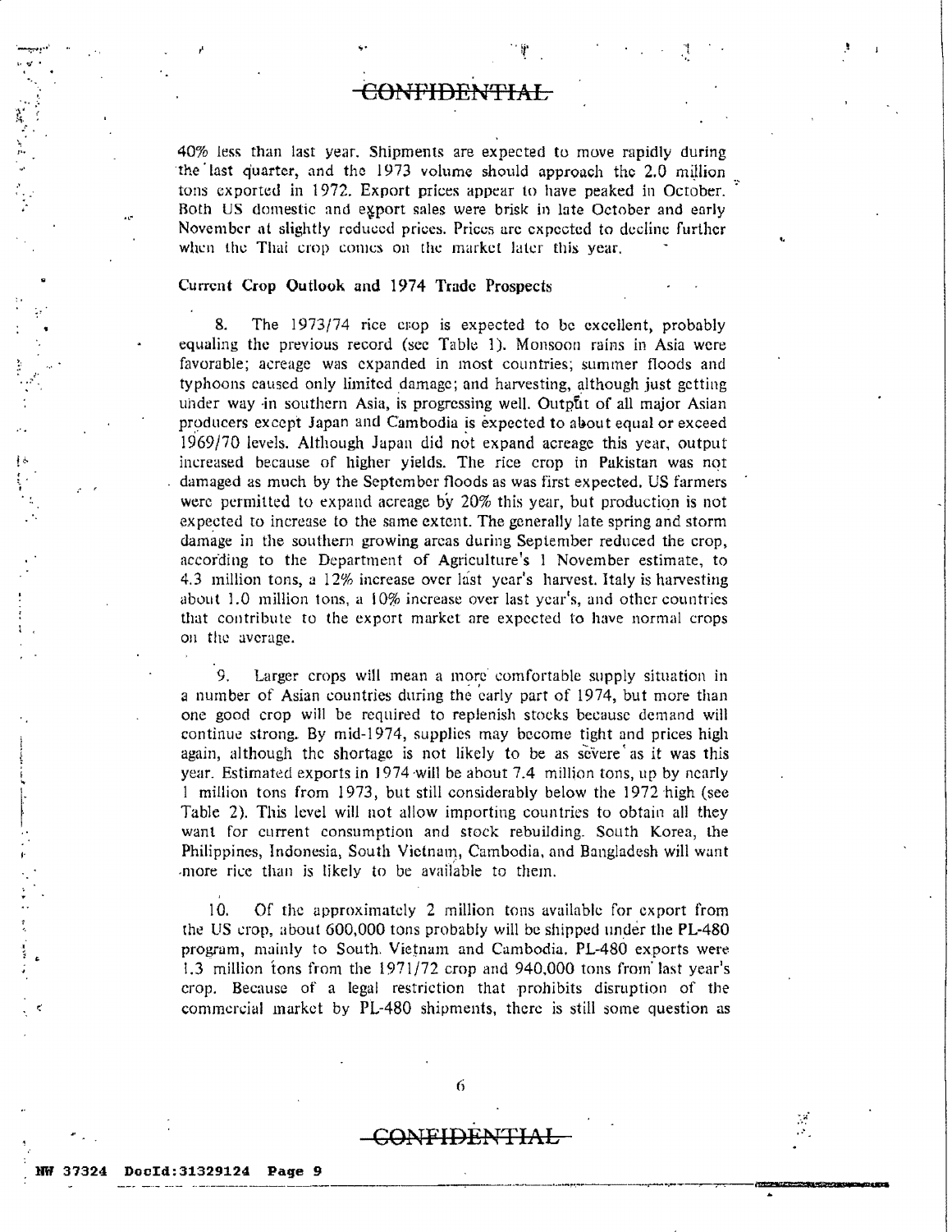40% less than last year. Shipments are expected to move rapidly during the last quarter, and the 1973 volume should approach the 2.0 million tons exported in 1972. Export prices appear to have peaked in October. Both US domestic and export sales were brisk in late October and early November at slightly reduced prices. Prices are expected to decline further when the Thai crop comes on the market later this year.

## Current Crop Outlook and 1974 Trade Prospects

8. The 1973/74 rice crop is expected to be excellent, probably equaling the previous record (see Table 1). Monsoon rains in Asia were favorable; acreage was expanded in most countries; summer floods and typhoons caused only limited damage; and harvesting, although just getting under way in southern Asia, is progressing well. Output of all major Asian producers except Japan and Cambodia is expected to about equal or exceed 1969/70 levels. Although Japan did not expand acreage this year, output increased because of higher yields. The rice crop in Pakistan was not damaged as much by the September floods as was first expected. US farmers were permitted to expand acreage by 20% this year, but production is not expected to increase to the same extent. The generally late spring and storm damage in the southern growing areas during September reduced the crop, according to the Department of Agriculture's 1 November estimate, to 4.3 million tons, a 12% increase over last year's harvest. Italy is harvesting about 1.0 million tons, a 10% increase over last year's, and other countries that contribute to the export market are expected to have normal crops on the average.

9. Larger crops will mean a more comfortable supply situation in a number of Asian countries during the early part of 1974, but more than one good crop will be required to replenish stocks because demand will continue strong. By mid-1974, supplies may become tight and prices high again, although the shortage is not likely to be as severe as it was this year. Estimated exports in 1974 will be about 7.4 million tons, up by nearly 1 million tons from 1973, but still considerably below the 1972 high (see Table 2). This level will not allow importing countries to obtain all they want for current consumption and stock rebuilding. South Korea, the Philippines, Indonesia, South Vietnam, Cambodia, and Bangladesh will want more rice than is likely to be available to them.

10. Of the approximately 2 million tons available for export from the US crop, about 600,000 tons probably will be shipped under the PL-480 program, mainly to South Vietnam and Cambodia. PL-480 exports were 1.3 million tons from the 1971/72 crop and 940,000 tons from last year's crop. Because of a legal restriction that prohibits disruption of the commercial market by PL-480 shipments, there is still some question as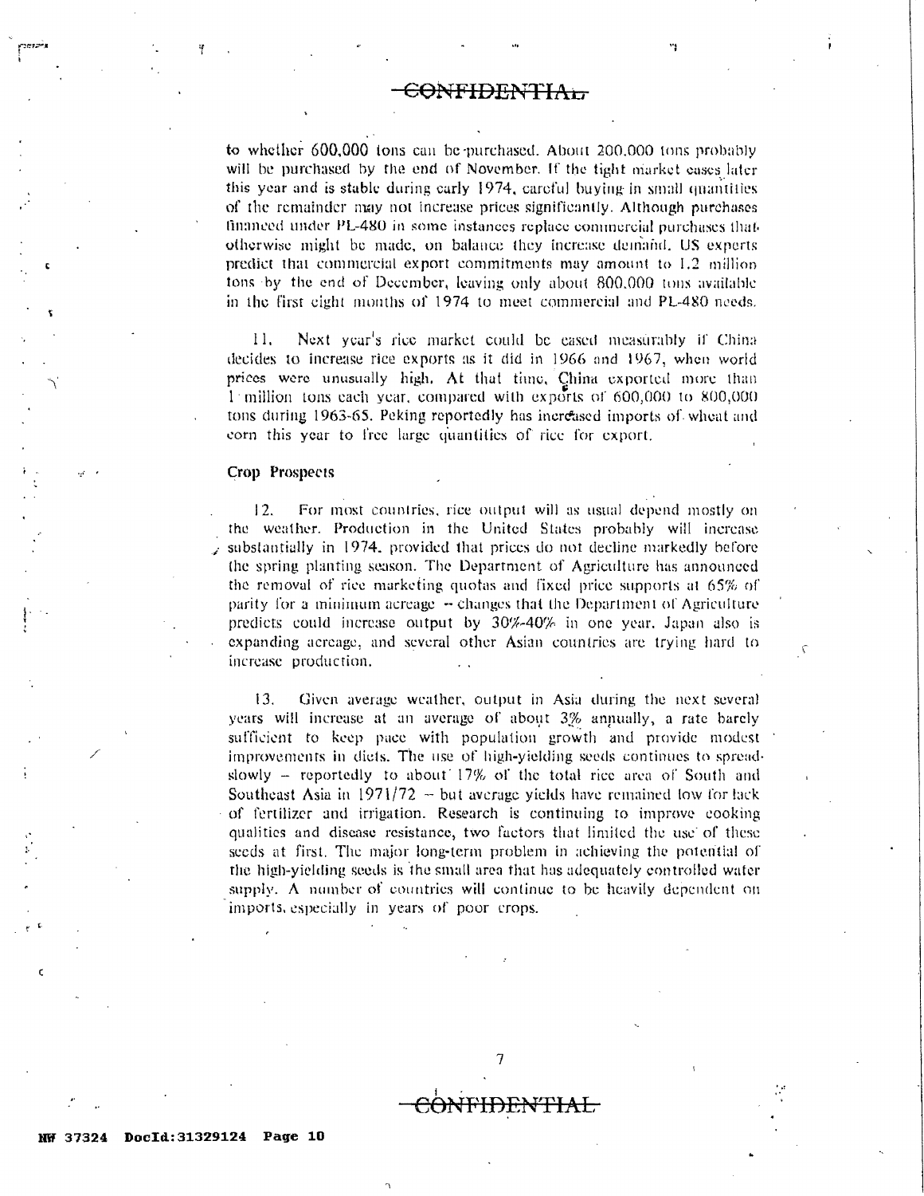to whether 600,000 tons can be purchased. About 200,000 tons probably will be purchased by the end of November. If the tight market eases later this year and is stable during early 1974, careful buying in small quantities of the remainder may not increase prices significantly. Although purchases financed under PL-480 in some instances replace commercial purchases that otherwise might be made, on balance they increase demand. US experts predict that commercial export commitments may amount to 1.2 million tons by the end of December, leaving only about 800,000 tons available in the first eight months of 1974 to meet commercial and PL-480 needs.

11. Next year's rice market could be eased measurably if China decides to increase rice exports as it did in 1966 and 1967, when world prices were unusually high. At that time, China exported more than 1 million tons each year, compared with exports of 600,000 to 800,000 tons during 1963-65. Peking reportedly has increased imports of wheat and corn this year to free large quantities of rice for export.

### Crop Prospects

12. For most countries, rice output will as usual depend mostly on the weather. Production in the United States probably will increase substantially in 1974, provided that prices do not decline markedly before the spring planting season. The Department of Agriculture has announced the removal of rice marketing quotas and fixed price supports at 65% of parity for a minimum acreage -- changes that the Department of Agriculture predicts could increase output by 30%-40% in one year. Japan also is expanding acreage, and several other Asian countries are trying hard to increase production.

13. Given average weather, output in Asia during the next several years will increase at an average of about 3% annually, a rate barely sufficient to keep pace with population growth and provide modest improvements in diets. The use of high-yielding seeds continues to spread slowly – reportedly to about 17% of the total rice area of South and Southeast Asia in 1971/72 – but average yields have remained low for lack of fertilizer and irrigation. Research is continuing to improve cooking qualities and disease resistance, two factors that limited the use of these seeds at first. The major long-term problem in achieving the potential of the high-yielding seeds is the small area that has adequately controlled water supply. A number of countries will continue to be heavily dependent on imports, especially in years of poor crops.